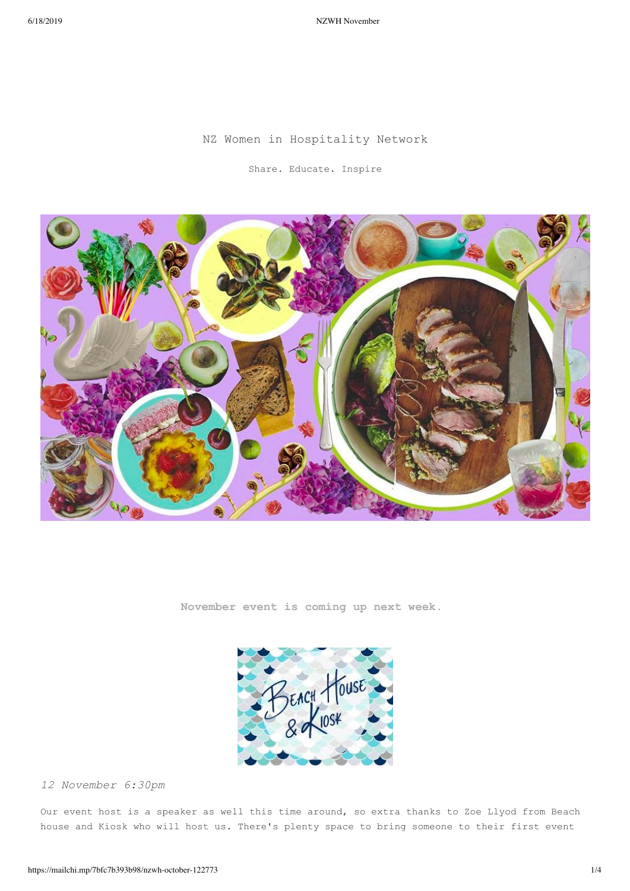# NZ Women in Hospitality Network

Share. Educate. Inspire

**November event is coming up next week.**

*12 November 6:30pm*

Our event host is a speaker as well this time around, so extra thanks to Zoe Llyod from Beach house and Kiosk who will host us. There's plenty space to bring someone to their first event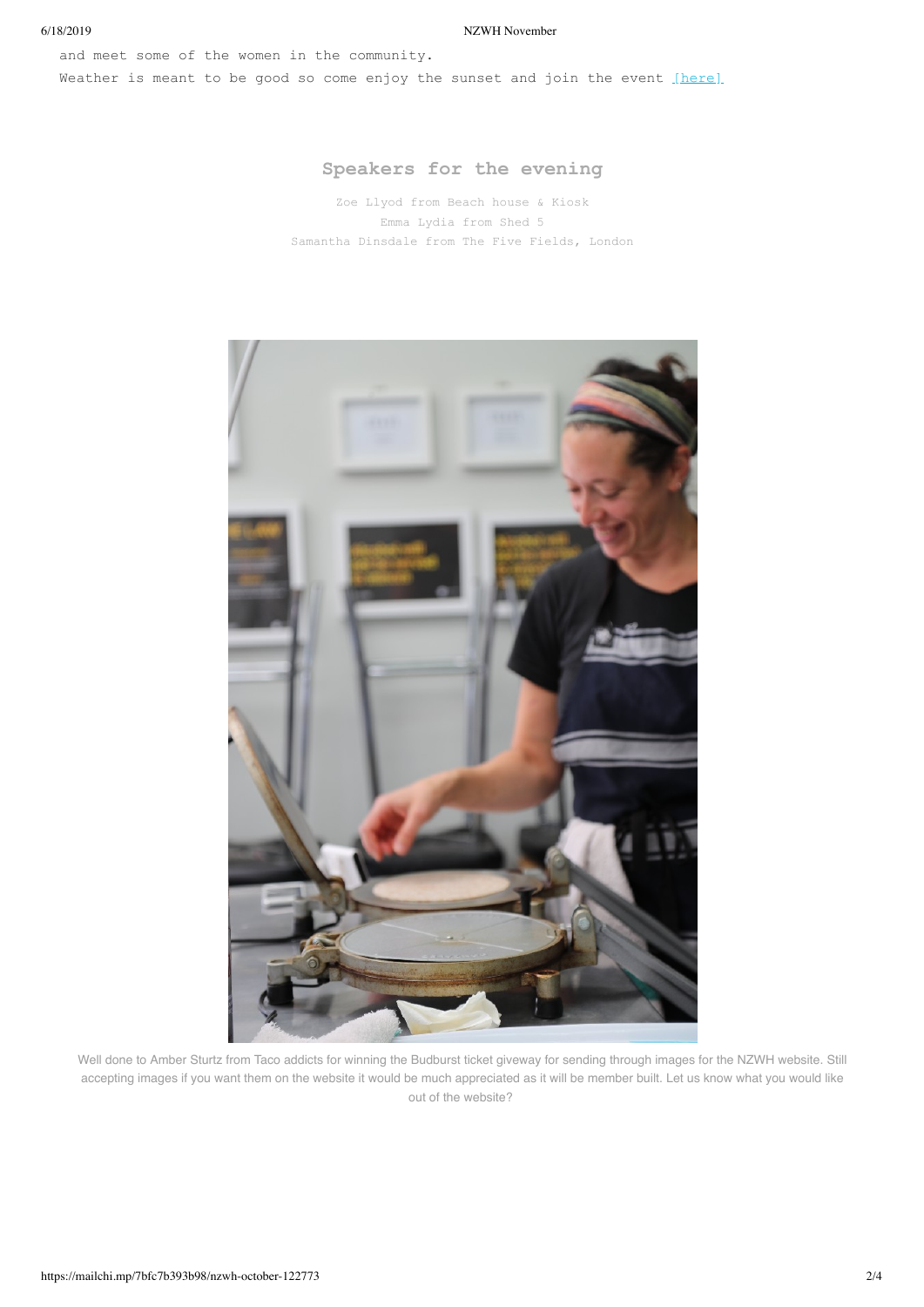and meet some of the women in the community.

Weather is meant to be good so come enjoy the sunset and join the event [here]

## Speakers for the evening

Zoe Llyod from Beach house & Kiosk
Emma Lydia from Shed 5
Samantha Dinsdale from The Five Fields, London

Well done to Amber Sturtz from Taco addicts for winning the Budburst ticket giveway for sending through images for the NZWH website. Still accepting images if you want them on the website it would be much appreciated as it will be member built. Let us know what you would like out of the website?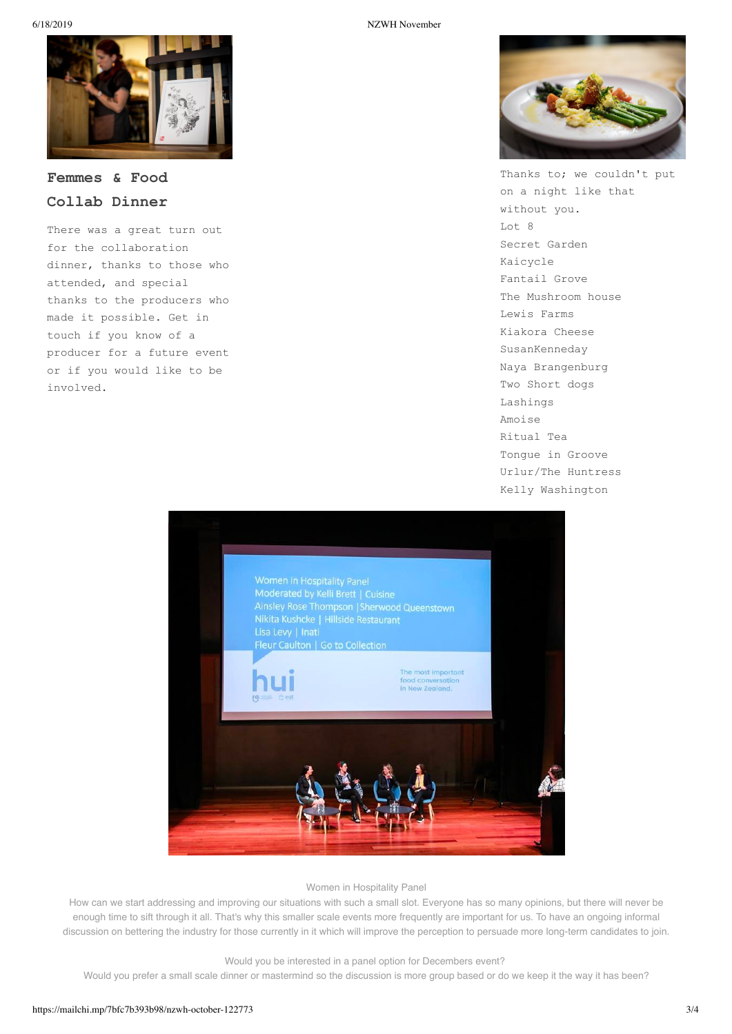## Femmes & Food Collab Dinner

There was a great turn out for the collaboration dinner, thanks to those who attended, and special thanks to the producers who made it possible. Get in touch if you know of a producer for a future event or if you would like to be involved.

Thanks to; we couldn't put on a night like that without you.

Lot 8
Secret Garden
Kaicycle
Fantail Grove
The Mushroom house
Lewis Farms
Kiakora Cheese
SusanKenneday
Naya Brangenburg
Two Short dogs
Lashings
Amoise
Ritual Tea
Tongue in Groove
Urlur/The Huntress
Kelly Washington

Women in Hospitality Panel

How can we start addressing and improving our situations with such a small slot. Everyone has so many opinions, but there will never be enough time to sift through it all. That's why this smaller scale events more frequently are important for us. To have an ongoing informal discussion on bettering the industry for those currently in it which will improve the perception to persuade more long-term candidates to join.

Would you be interested in a panel option for Decembers event?
Would you prefer a small scale dinner or mastermind so the discussion is more group based or do we keep it the way it has been?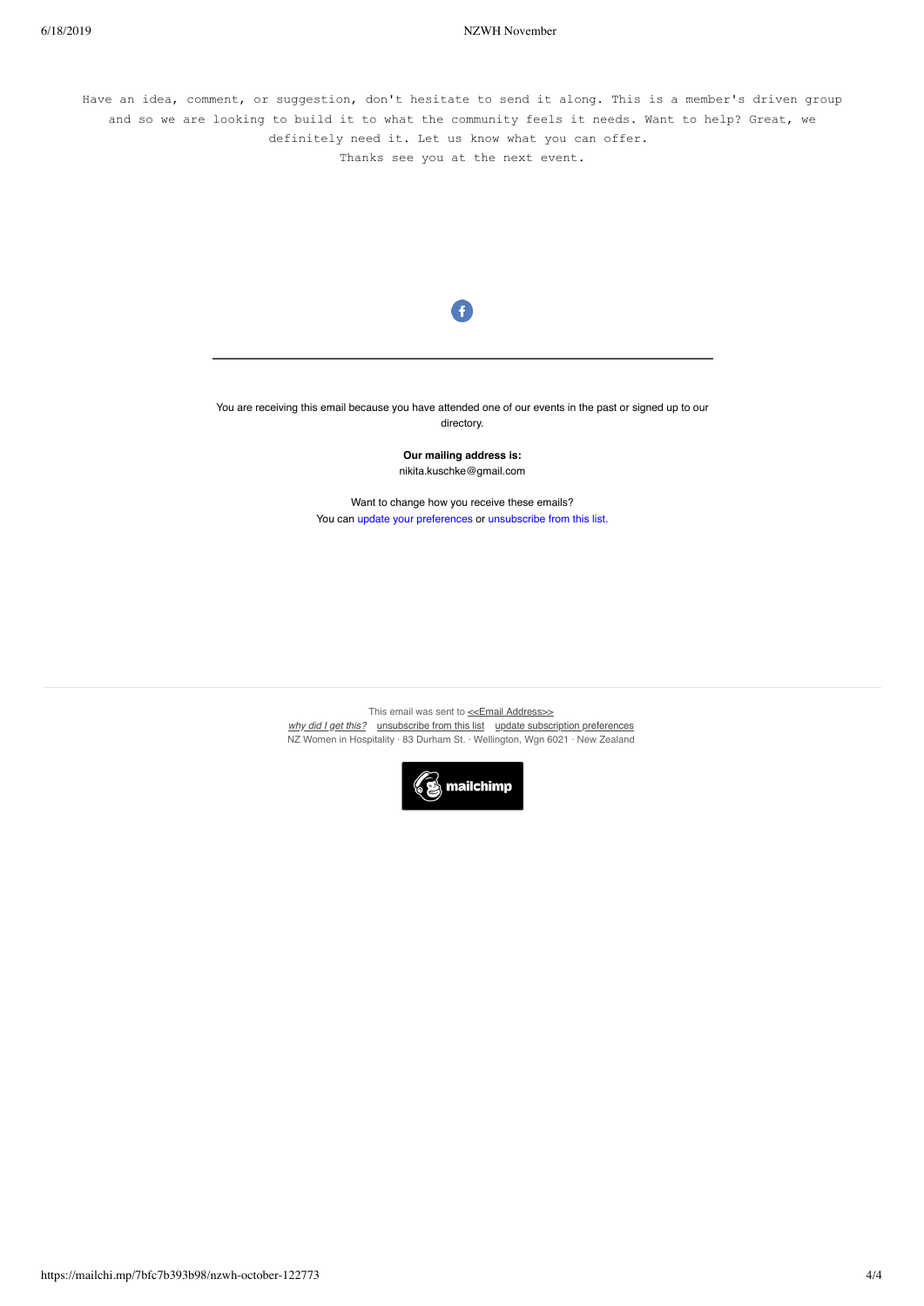Have an idea, comment, or suggestion, don't hesitate to send it along. This is a member's driven group and so we are looking to build it to what the community feels it needs. Want to help? Great, we definitely need it. Let us know what you can offer.
Thanks see you at the next event.

---

You are receiving this email because you have attended one of our events in the past or signed up to our directory.

**Our mailing address is:**
nikita.kuschke@gmail.com

Want to change how you receive these emails?
You can update your preferences or unsubscribe from this list.

This email was sent to <<Email Address>>
*why did I get this?* unsubscribe from this list update subscription preferences
NZ Women in Hospitality · 83 Durham St. · Wellington, Wgn 6021 · New Zealand

mailchimp